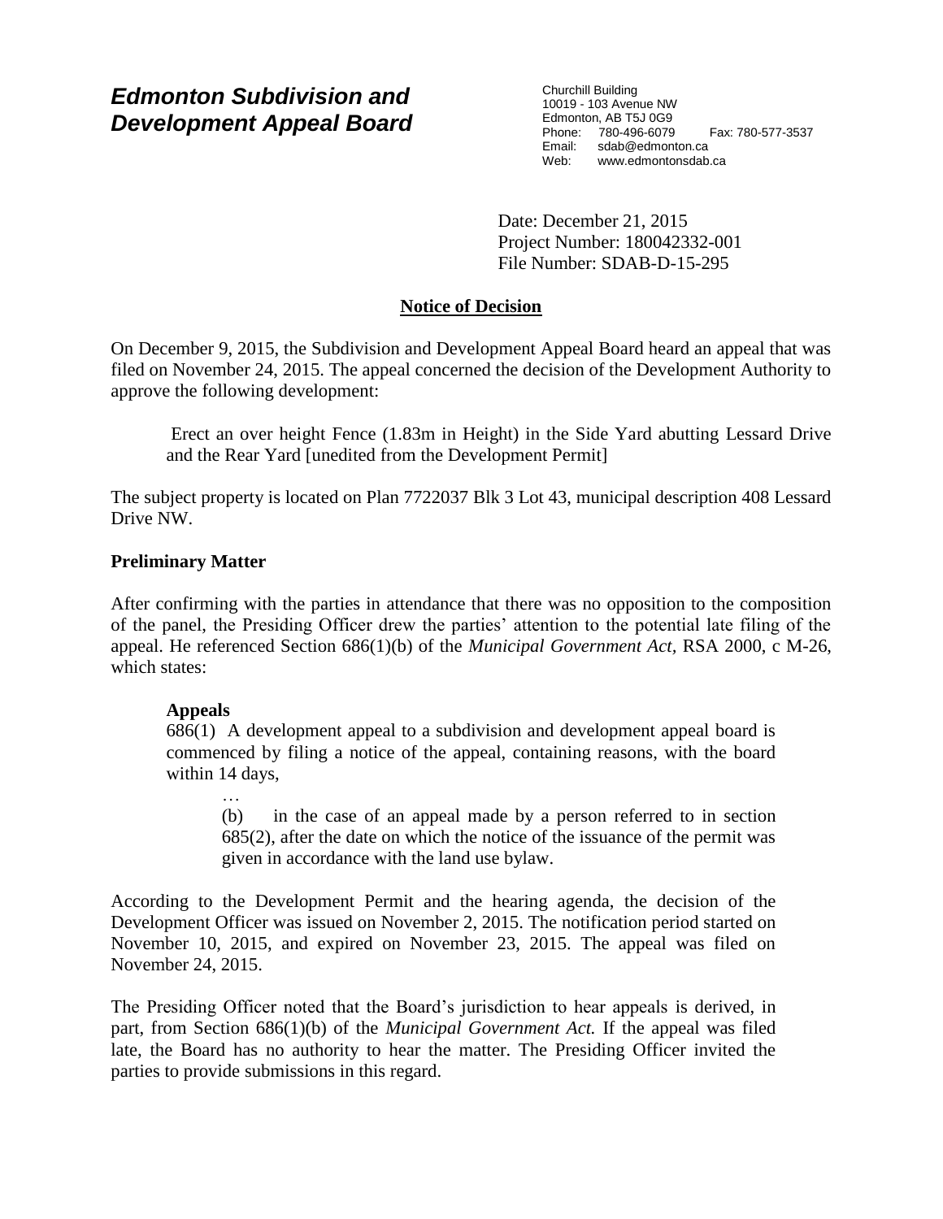# *Edmonton Subdivision and Development Appeal Board*

Churchill Building
10019 - 103 Avenue NW
Edmonton, AB T5J 0G9
Phone: 780-496-6079 Fax: 780-577-3537
Email: sdab@edmonton.ca
Web: www.edmontonsdab.ca

Date: December 21, 2015
Project Number: 180042332-001
File Number: SDAB-D-15-295

## Notice of Decision

On December 9, 2015, the Subdivision and Development Appeal Board heard an appeal that was filed on November 24, 2015. The appeal concerned the decision of the Development Authority to approve the following development:

> Erect an over height Fence (1.83m in Height) in the Side Yard abutting Lessard Drive and the Rear Yard [unedited from the Development Permit]

The subject property is located on Plan 7722037 Blk 3 Lot 43, municipal description 408 Lessard Drive NW.

### Preliminary Matter

After confirming with the parties in attendance that there was no opposition to the composition of the panel, the Presiding Officer drew the parties' attention to the potential late filing of the appeal. He referenced Section 686(1)(b) of the *Municipal Government Act,* RSA 2000, c M-26, which states:

> **Appeals**
> 686(1) A development appeal to a subdivision and development appeal board is commenced by filing a notice of the appeal, containing reasons, with the board within 14 days,
>
> …
>
> (b) in the case of an appeal made by a person referred to in section 685(2), after the date on which the notice of the issuance of the permit was given in accordance with the land use bylaw.

According to the Development Permit and the hearing agenda, the decision of the Development Officer was issued on November 2, 2015. The notification period started on November 10, 2015, and expired on November 23, 2015. The appeal was filed on November 24, 2015.

The Presiding Officer noted that the Board's jurisdiction to hear appeals is derived, in part, from Section 686(1)(b) of the *Municipal Government Act.* If the appeal was filed late, the Board has no authority to hear the matter. The Presiding Officer invited the parties to provide submissions in this regard.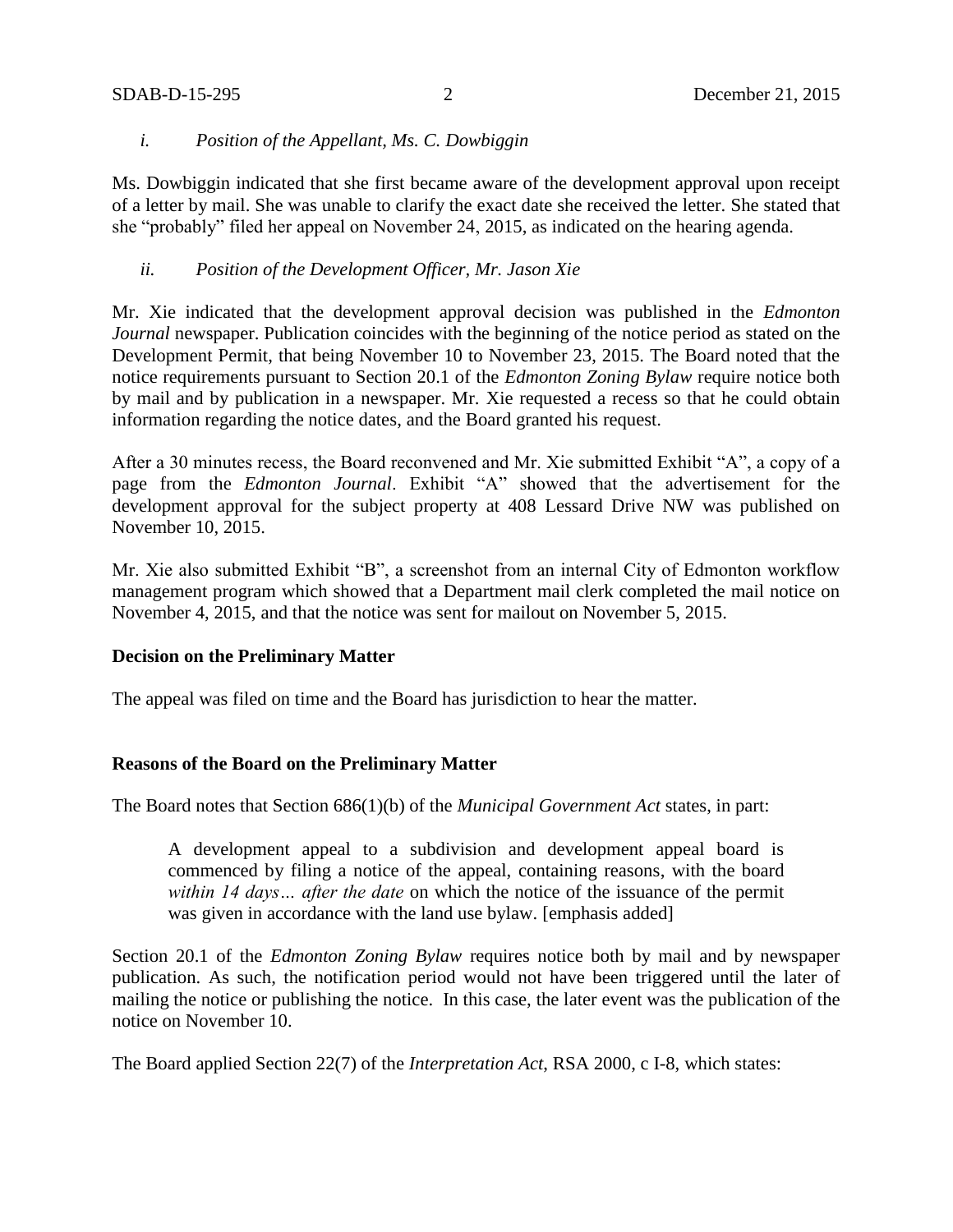*i. Position of the Appellant, Ms. C. Dowbiggin*

Ms. Dowbiggin indicated that she first became aware of the development approval upon receipt of a letter by mail. She was unable to clarify the exact date she received the letter. She stated that she "probably" filed her appeal on November 24, 2015, as indicated on the hearing agenda.

*ii. Position of the Development Officer, Mr. Jason Xie*

Mr. Xie indicated that the development approval decision was published in the *Edmonton Journal* newspaper. Publication coincides with the beginning of the notice period as stated on the Development Permit, that being November 10 to November 23, 2015. The Board noted that the notice requirements pursuant to Section 20.1 of the *Edmonton Zoning Bylaw* require notice both by mail and by publication in a newspaper. Mr. Xie requested a recess so that he could obtain information regarding the notice dates, and the Board granted his request.

After a 30 minutes recess, the Board reconvened and Mr. Xie submitted Exhibit "A", a copy of a page from the *Edmonton Journal*. Exhibit "A" showed that the advertisement for the development approval for the subject property at 408 Lessard Drive NW was published on November 10, 2015.

Mr. Xie also submitted Exhibit "B", a screenshot from an internal City of Edmonton workflow management program which showed that a Department mail clerk completed the mail notice on November 4, 2015, and that the notice was sent for mailout on November 5, 2015.

**Decision on the Preliminary Matter**

The appeal was filed on time and the Board has jurisdiction to hear the matter.

**Reasons of the Board on the Preliminary Matter**

The Board notes that Section 686(1)(b) of the *Municipal Government Act* states, in part:

> A development appeal to a subdivision and development appeal board is commenced by filing a notice of the appeal, containing reasons, with the board *within 14 days… after the date* on which the notice of the issuance of the permit was given in accordance with the land use bylaw. [emphasis added]

Section 20.1 of the *Edmonton Zoning Bylaw* requires notice both by mail and by newspaper publication. As such, the notification period would not have been triggered until the later of mailing the notice or publishing the notice. In this case, the later event was the publication of the notice on November 10.

The Board applied Section 22(7) of the *Interpretation Act*, RSA 2000, c I-8, which states: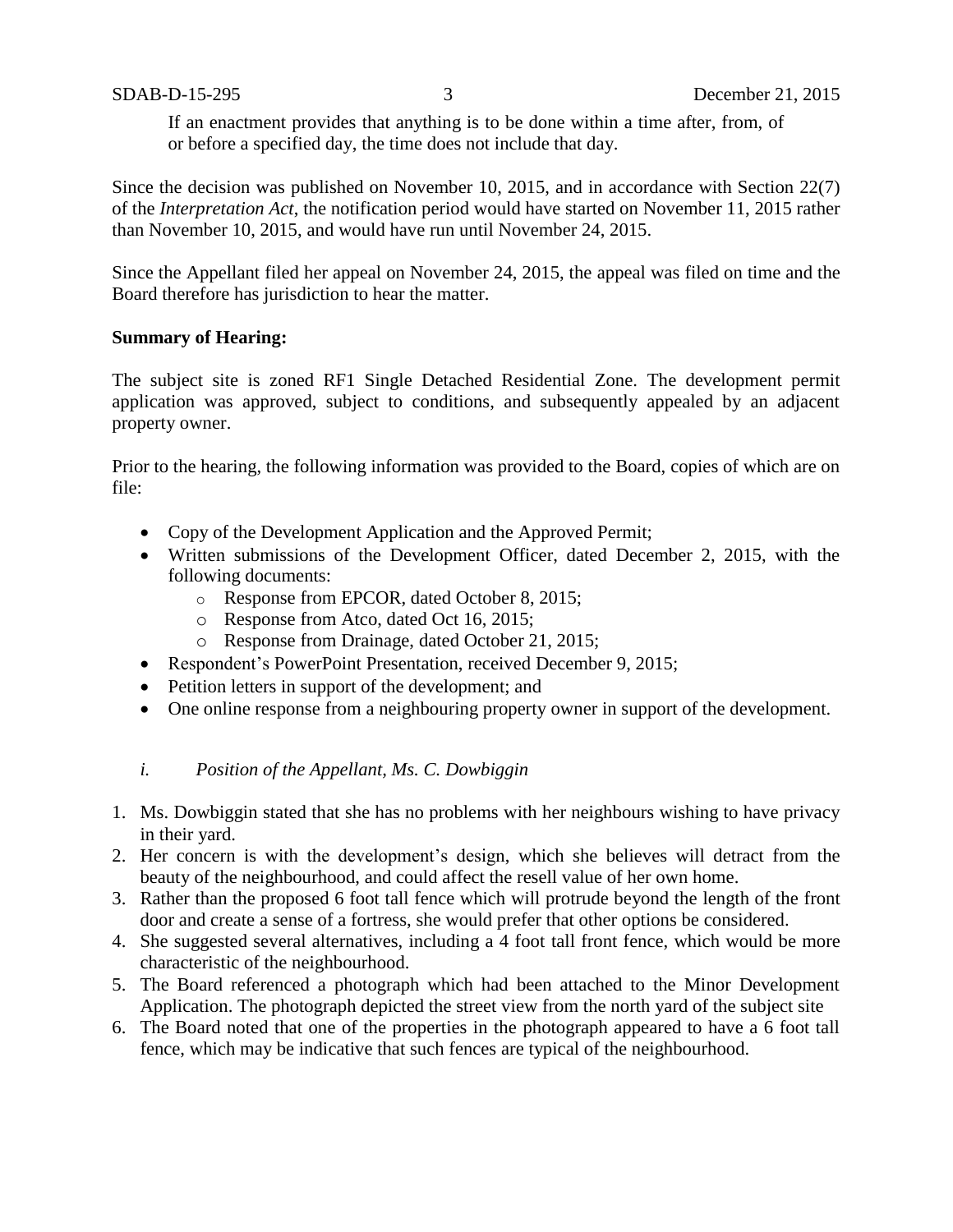> If an enactment provides that anything is to be done within a time after, from, of or before a specified day, the time does not include that day.

Since the decision was published on November 10, 2015, and in accordance with Section 22(7) of the *Interpretation Act*, the notification period would have started on November 11, 2015 rather than November 10, 2015, and would have run until November 24, 2015.

Since the Appellant filed her appeal on November 24, 2015, the appeal was filed on time and the Board therefore has jurisdiction to hear the matter.

**Summary of Hearing:**

The subject site is zoned RF1 Single Detached Residential Zone. The development permit application was approved, subject to conditions, and subsequently appealed by an adjacent property owner.

Prior to the hearing, the following information was provided to the Board, copies of which are on file:

- Copy of the Development Application and the Approved Permit;
- Written submissions of the Development Officer, dated December 2, 2015, with the following documents:
  - Response from EPCOR, dated October 8, 2015;
  - Response from Atco, dated Oct 16, 2015;
  - Response from Drainage, dated October 21, 2015;
- Respondent's PowerPoint Presentation, received December 9, 2015;
- Petition letters in support of the development; and
- One online response from a neighbouring property owner in support of the development.

*i. Position of the Appellant, Ms. C. Dowbiggin*

1. Ms. Dowbiggin stated that she has no problems with her neighbours wishing to have privacy in their yard.
2. Her concern is with the development's design, which she believes will detract from the beauty of the neighbourhood, and could affect the resell value of her own home.
3. Rather than the proposed 6 foot tall fence which will protrude beyond the length of the front door and create a sense of a fortress, she would prefer that other options be considered.
4. She suggested several alternatives, including a 4 foot tall front fence, which would be more characteristic of the neighbourhood.
5. The Board referenced a photograph which had been attached to the Minor Development Application. The photograph depicted the street view from the north yard of the subject site
6. The Board noted that one of the properties in the photograph appeared to have a 6 foot tall fence, which may be indicative that such fences are typical of the neighbourhood.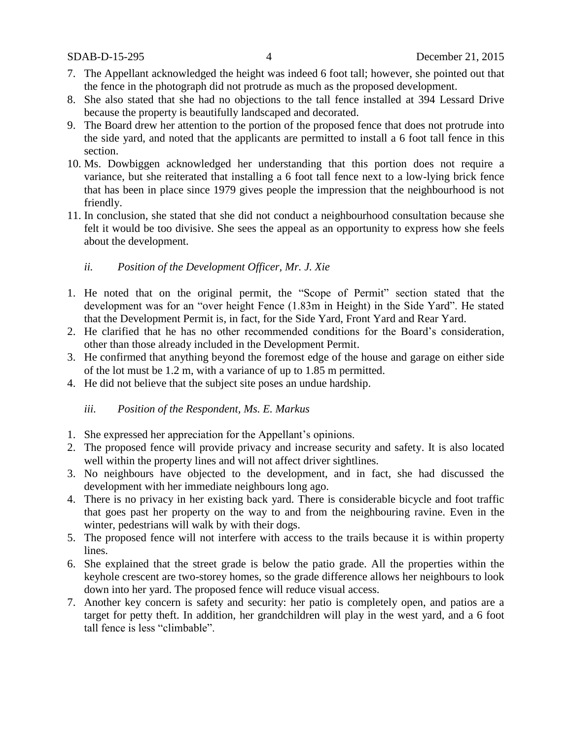7. The Appellant acknowledged the height was indeed 6 foot tall; however, she pointed out that the fence in the photograph did not protrude as much as the proposed development.
8. She also stated that she had no objections to the tall fence installed at 394 Lessard Drive because the property is beautifully landscaped and decorated.
9. The Board drew her attention to the portion of the proposed fence that does not protrude into the side yard, and noted that the applicants are permitted to install a 6 foot tall fence in this section.
10. Ms. Dowbiggen acknowledged her understanding that this portion does not require a variance, but she reiterated that installing a 6 foot tall fence next to a low-lying brick fence that has been in place since 1979 gives people the impression that the neighbourhood is not friendly.
11. In conclusion, she stated that she did not conduct a neighbourhood consultation because she felt it would be too divisive. She sees the appeal as an opportunity to express how she feels about the development.

*ii. Position of the Development Officer, Mr. J. Xie*

1. He noted that on the original permit, the "Scope of Permit" section stated that the development was for an "over height Fence (1.83m in Height) in the Side Yard". He stated that the Development Permit is, in fact, for the Side Yard, Front Yard and Rear Yard.
2. He clarified that he has no other recommended conditions for the Board's consideration, other than those already included in the Development Permit.
3. He confirmed that anything beyond the foremost edge of the house and garage on either side of the lot must be 1.2 m, with a variance of up to 1.85 m permitted.
4. He did not believe that the subject site poses an undue hardship.

*iii. Position of the Respondent, Ms. E. Markus*

1. She expressed her appreciation for the Appellant's opinions.
2. The proposed fence will provide privacy and increase security and safety. It is also located well within the property lines and will not affect driver sightlines.
3. No neighbours have objected to the development, and in fact, she had discussed the development with her immediate neighbours long ago.
4. There is no privacy in her existing back yard. There is considerable bicycle and foot traffic that goes past her property on the way to and from the neighbouring ravine. Even in the winter, pedestrians will walk by with their dogs.
5. The proposed fence will not interfere with access to the trails because it is within property lines.
6. She explained that the street grade is below the patio grade. All the properties within the keyhole crescent are two-storey homes, so the grade difference allows her neighbours to look down into her yard. The proposed fence will reduce visual access.
7. Another key concern is safety and security: her patio is completely open, and patios are a target for petty theft. In addition, her grandchildren will play in the west yard, and a 6 foot tall fence is less "climbable".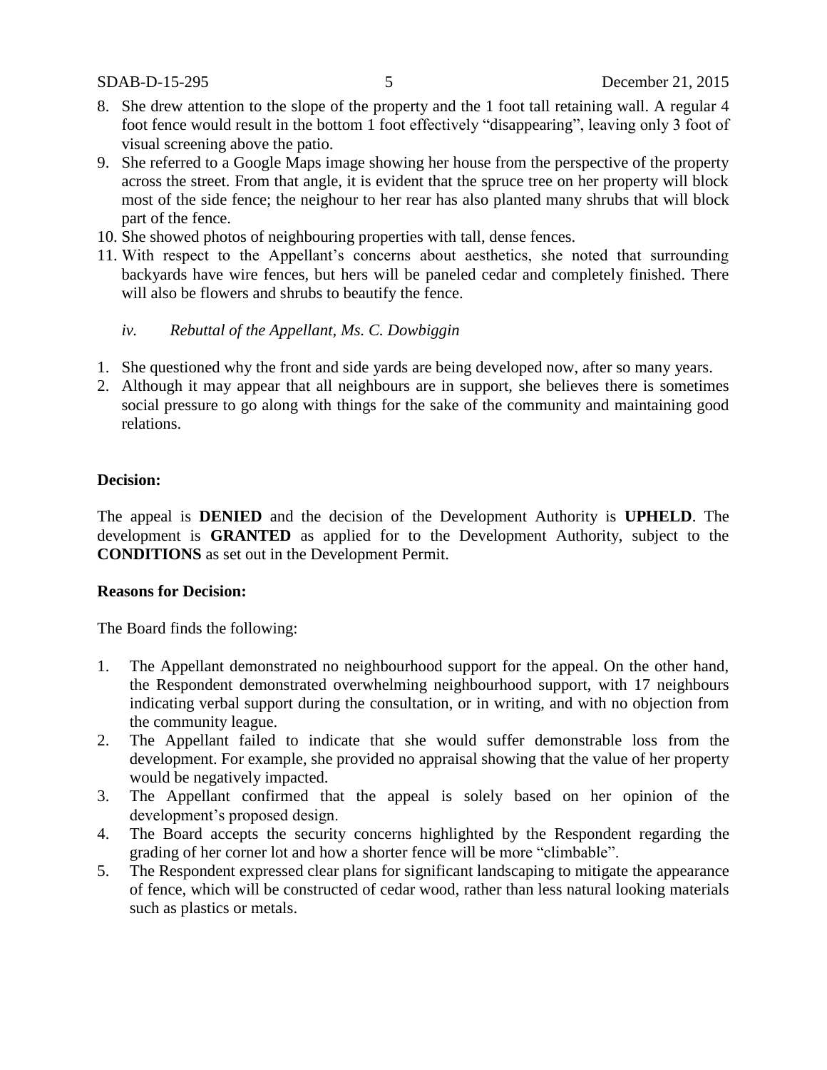8. She drew attention to the slope of the property and the 1 foot tall retaining wall. A regular 4 foot fence would result in the bottom 1 foot effectively "disappearing", leaving only 3 foot of visual screening above the patio.
9. She referred to a Google Maps image showing her house from the perspective of the property across the street. From that angle, it is evident that the spruce tree on her property will block most of the side fence; the neighour to her rear has also planted many shrubs that will block part of the fence.
10. She showed photos of neighbouring properties with tall, dense fences.
11. With respect to the Appellant's concerns about aesthetics, she noted that surrounding backyards have wire fences, but hers will be paneled cedar and completely finished. There will also be flowers and shrubs to beautify the fence.

*iv. Rebuttal of the Appellant, Ms. C. Dowbiggin*

1. She questioned why the front and side yards are being developed now, after so many years.
2. Although it may appear that all neighbours are in support, she believes there is sometimes social pressure to go along with things for the sake of the community and maintaining good relations.

**Decision:**

The appeal is **DENIED** and the decision of the Development Authority is **UPHELD**. The development is **GRANTED** as applied for to the Development Authority, subject to the **CONDITIONS** as set out in the Development Permit.

**Reasons for Decision:**

The Board finds the following:

1. The Appellant demonstrated no neighbourhood support for the appeal. On the other hand, the Respondent demonstrated overwhelming neighbourhood support, with 17 neighbours indicating verbal support during the consultation, or in writing, and with no objection from the community league.
2. The Appellant failed to indicate that she would suffer demonstrable loss from the development. For example, she provided no appraisal showing that the value of her property would be negatively impacted.
3. The Appellant confirmed that the appeal is solely based on her opinion of the development's proposed design.
4. The Board accepts the security concerns highlighted by the Respondent regarding the grading of her corner lot and how a shorter fence will be more "climbable".
5. The Respondent expressed clear plans for significant landscaping to mitigate the appearance of fence, which will be constructed of cedar wood, rather than less natural looking materials such as plastics or metals.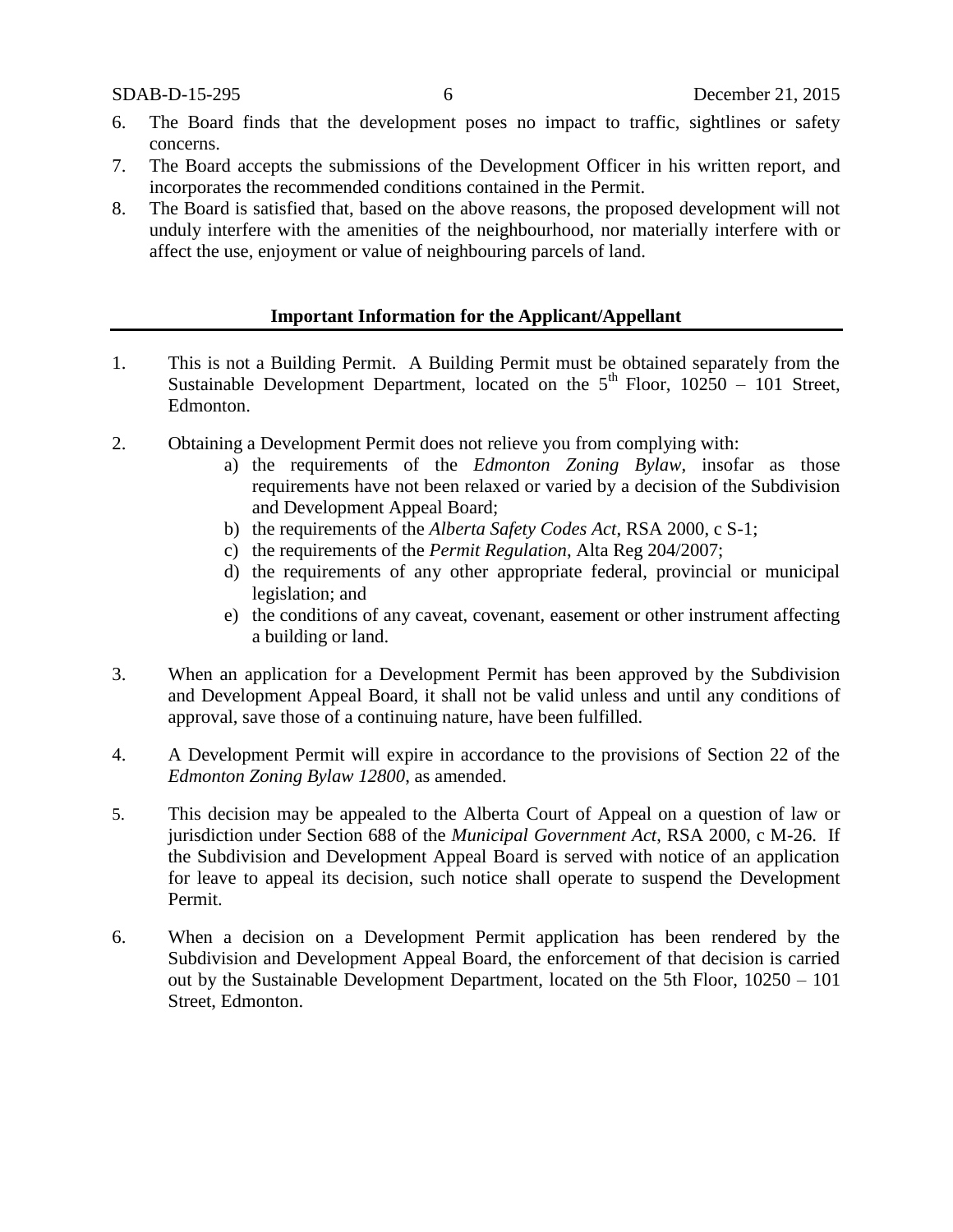6. The Board finds that the development poses no impact to traffic, sightlines or safety concerns.
7. The Board accepts the submissions of the Development Officer in his written report, and incorporates the recommended conditions contained in the Permit.
8. The Board is satisfied that, based on the above reasons, the proposed development will not unduly interfere with the amenities of the neighbourhood, nor materially interfere with or affect the use, enjoyment or value of neighbouring parcels of land.

## Important Information for the Applicant/Appellant

1. This is not a Building Permit. A Building Permit must be obtained separately from the Sustainable Development Department, located on the 5th Floor, 10250 – 101 Street, Edmonton.

2. Obtaining a Development Permit does not relieve you from complying with:
   a) the requirements of the *Edmonton Zoning Bylaw*, insofar as those requirements have not been relaxed or varied by a decision of the Subdivision and Development Appeal Board;
   b) the requirements of the *Alberta Safety Codes Act*, RSA 2000, c S-1;
   c) the requirements of the *Permit Regulation*, Alta Reg 204/2007;
   d) the requirements of any other appropriate federal, provincial or municipal legislation; and
   e) the conditions of any caveat, covenant, easement or other instrument affecting a building or land.

3. When an application for a Development Permit has been approved by the Subdivision and Development Appeal Board, it shall not be valid unless and until any conditions of approval, save those of a continuing nature, have been fulfilled.

4. A Development Permit will expire in accordance to the provisions of Section 22 of the *Edmonton Zoning Bylaw 12800*, as amended.

5. This decision may be appealed to the Alberta Court of Appeal on a question of law or jurisdiction under Section 688 of the *Municipal Government Act*, RSA 2000, c M-26. If the Subdivision and Development Appeal Board is served with notice of an application for leave to appeal its decision, such notice shall operate to suspend the Development Permit.

6. When a decision on a Development Permit application has been rendered by the Subdivision and Development Appeal Board, the enforcement of that decision is carried out by the Sustainable Development Department, located on the 5th Floor, 10250 – 101 Street, Edmonton.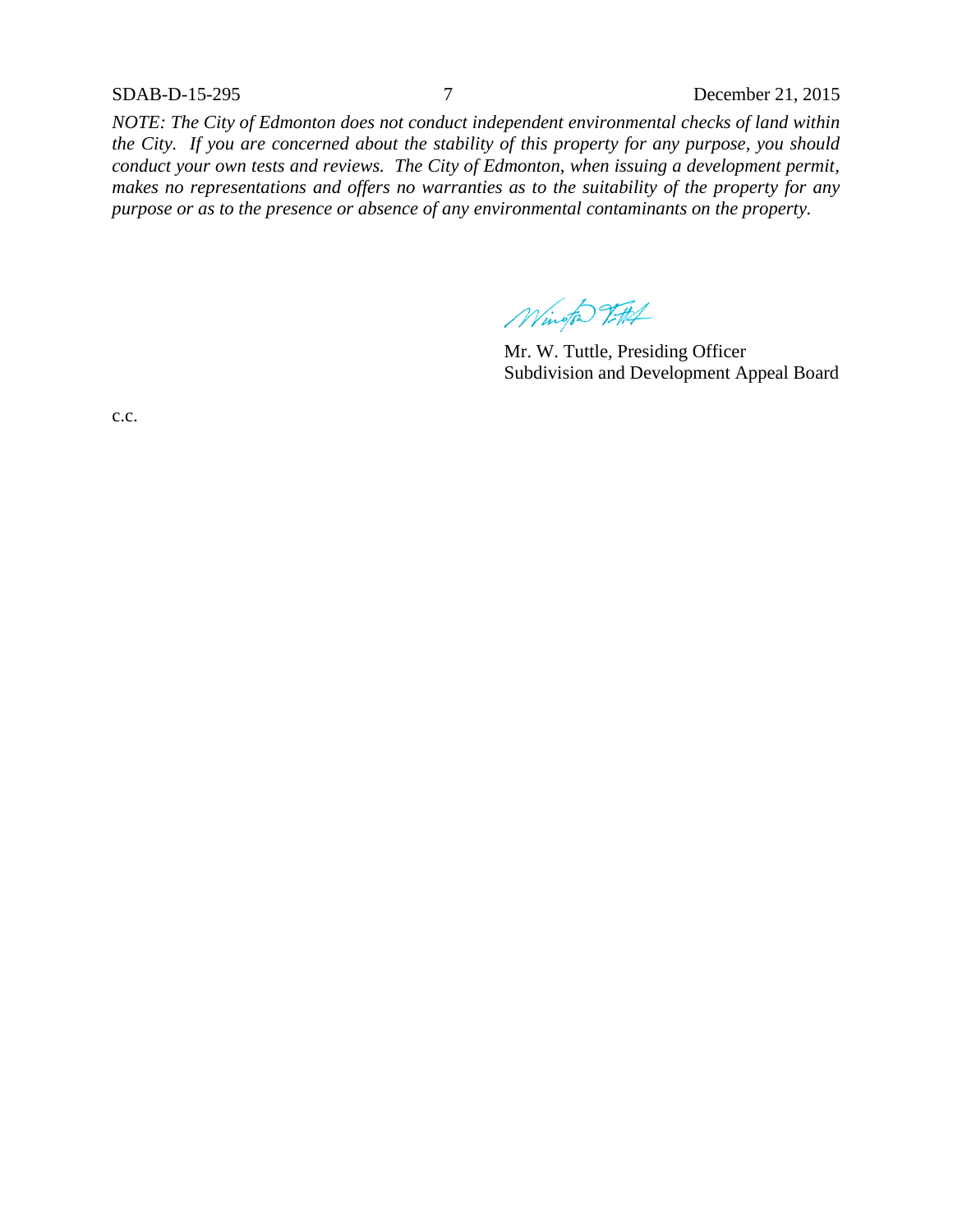*NOTE: The City of Edmonton does not conduct independent environmental checks of land within the City. If you are concerned about the stability of this property for any purpose, you should conduct your own tests and reviews. The City of Edmonton, when issuing a development permit, makes no representations and offers no warranties as to the suitability of the property for any purpose or as to the presence or absence of any environmental contaminants on the property.*

Mr. W. Tuttle, Presiding Officer
Subdivision and Development Appeal Board

c.c.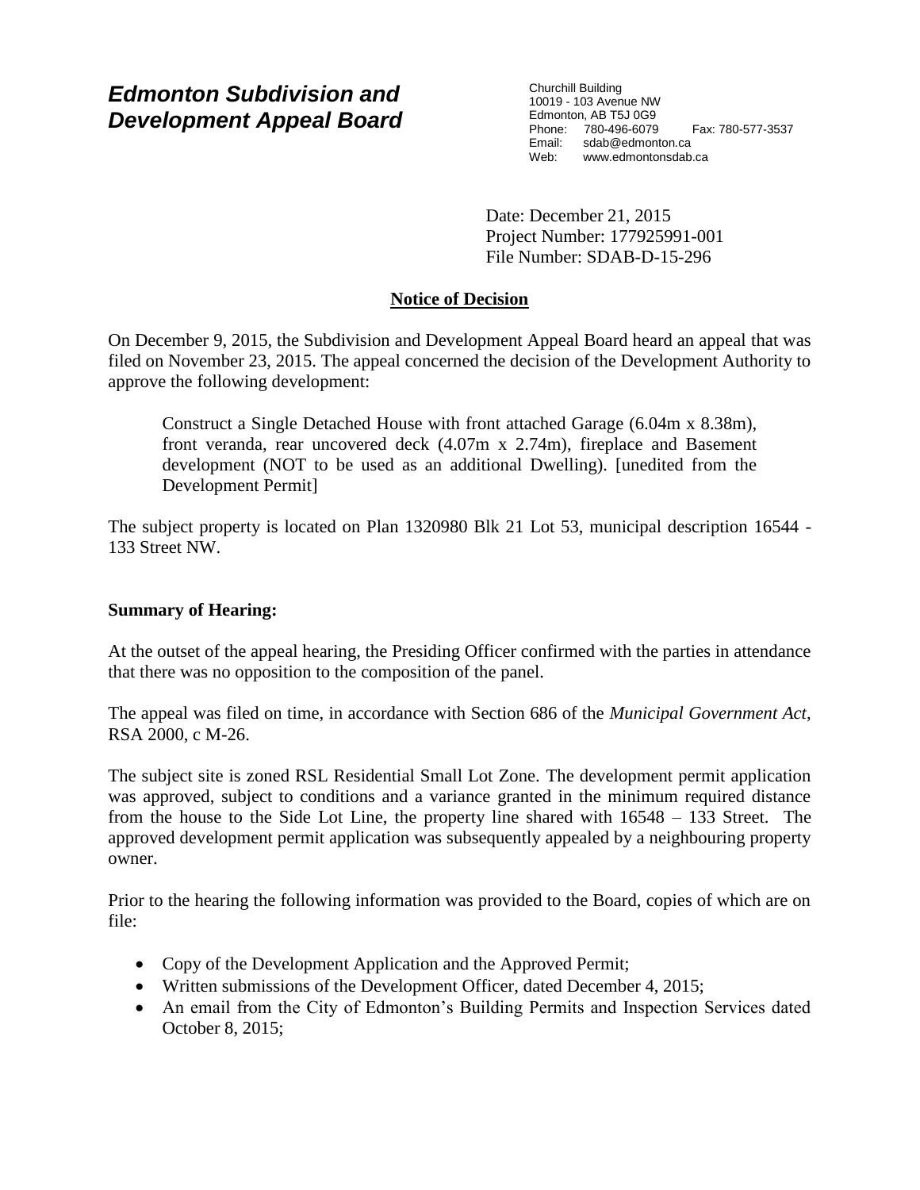# *Edmonton Subdivision and Development Appeal Board*

Churchill Building
10019 - 103 Avenue NW
Edmonton, AB T5J 0G9
Phone: 780-496-6079 Fax: 780-577-3537
Email: sdab@edmonton.ca
Web: www.edmontonsdab.ca

Date: December 21, 2015
Project Number: 177925991-001
File Number: SDAB-D-15-296

## Notice of Decision

On December 9, 2015, the Subdivision and Development Appeal Board heard an appeal that was filed on November 23, 2015. The appeal concerned the decision of the Development Authority to approve the following development:

> Construct a Single Detached House with front attached Garage (6.04m x 8.38m), front veranda, rear uncovered deck (4.07m x 2.74m), fireplace and Basement development (NOT to be used as an additional Dwelling). [unedited from the Development Permit]

The subject property is located on Plan 1320980 Blk 21 Lot 53, municipal description 16544 - 133 Street NW.

### Summary of Hearing:

At the outset of the appeal hearing, the Presiding Officer confirmed with the parties in attendance that there was no opposition to the composition of the panel.

The appeal was filed on time, in accordance with Section 686 of the *Municipal Government Act*, RSA 2000, c M-26.

The subject site is zoned RSL Residential Small Lot Zone. The development permit application was approved, subject to conditions and a variance granted in the minimum required distance from the house to the Side Lot Line, the property line shared with 16548 – 133 Street. The approved development permit application was subsequently appealed by a neighbouring property owner.

Prior to the hearing the following information was provided to the Board, copies of which are on file:

- Copy of the Development Application and the Approved Permit;
- Written submissions of the Development Officer, dated December 4, 2015;
- An email from the City of Edmonton's Building Permits and Inspection Services dated October 8, 2015;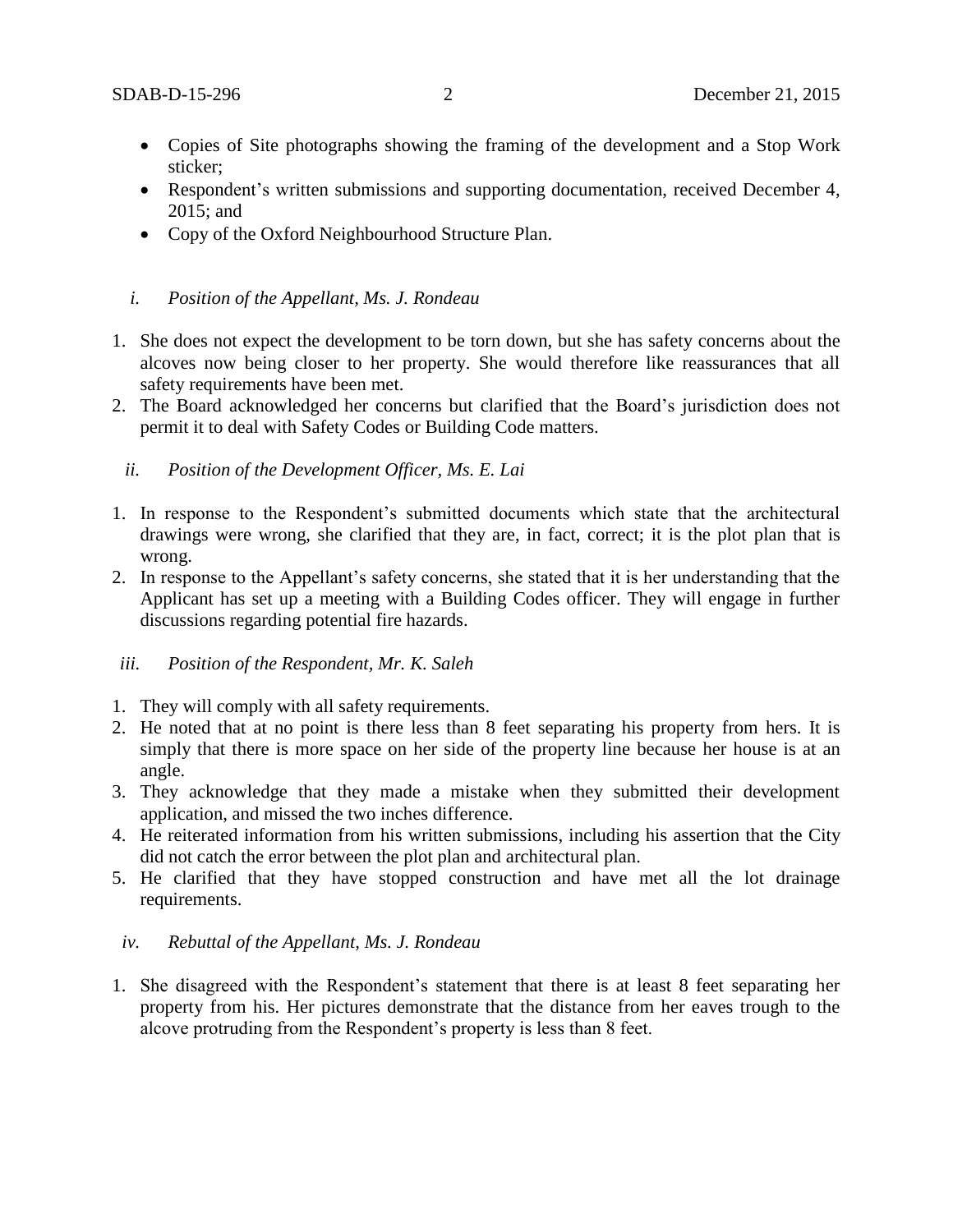- Copies of Site photographs showing the framing of the development and a Stop Work sticker;
- Respondent's written submissions and supporting documentation, received December 4, 2015; and
- Copy of the Oxford Neighbourhood Structure Plan.

*i. Position of the Appellant, Ms. J. Rondeau*

1. She does not expect the development to be torn down, but she has safety concerns about the alcoves now being closer to her property. She would therefore like reassurances that all safety requirements have been met.
2. The Board acknowledged her concerns but clarified that the Board's jurisdiction does not permit it to deal with Safety Codes or Building Code matters.

*ii. Position of the Development Officer, Ms. E. Lai*

1. In response to the Respondent's submitted documents which state that the architectural drawings were wrong, she clarified that they are, in fact, correct; it is the plot plan that is wrong.
2. In response to the Appellant's safety concerns, she stated that it is her understanding that the Applicant has set up a meeting with a Building Codes officer. They will engage in further discussions regarding potential fire hazards.

*iii. Position of the Respondent, Mr. K. Saleh*

1. They will comply with all safety requirements.
2. He noted that at no point is there less than 8 feet separating his property from hers. It is simply that there is more space on her side of the property line because her house is at an angle.
3. They acknowledge that they made a mistake when they submitted their development application, and missed the two inches difference.
4. He reiterated information from his written submissions, including his assertion that the City did not catch the error between the plot plan and architectural plan.
5. He clarified that they have stopped construction and have met all the lot drainage requirements.

*iv. Rebuttal of the Appellant, Ms. J. Rondeau*

1. She disagreed with the Respondent's statement that there is at least 8 feet separating her property from his. Her pictures demonstrate that the distance from her eaves trough to the alcove protruding from the Respondent's property is less than 8 feet.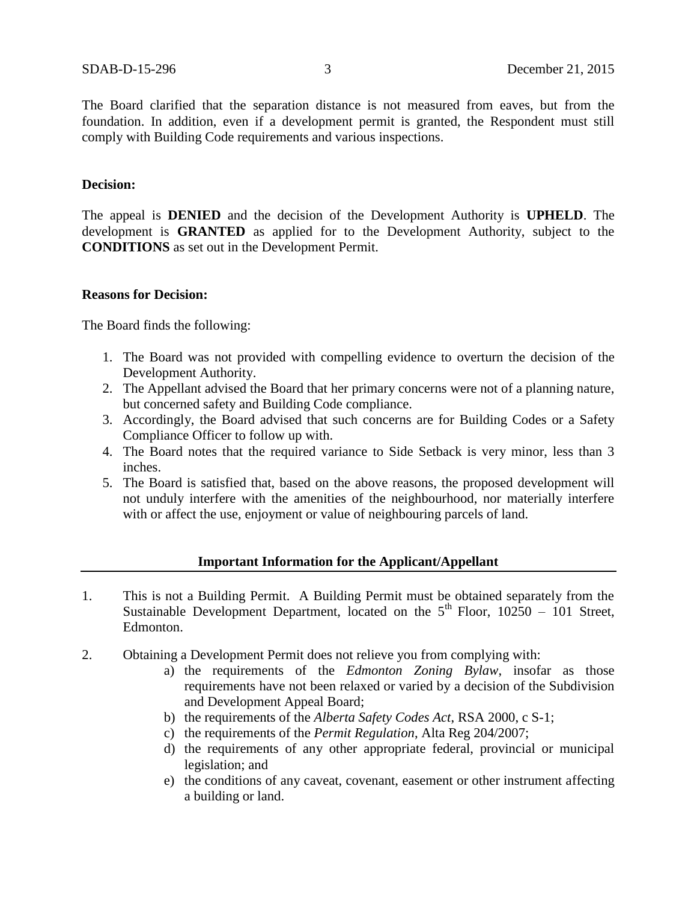The Board clarified that the separation distance is not measured from eaves, but from the foundation. In addition, even if a development permit is granted, the Respondent must still comply with Building Code requirements and various inspections.

**Decision:**

The appeal is **DENIED** and the decision of the Development Authority is **UPHELD**. The development is **GRANTED** as applied for to the Development Authority, subject to the **CONDITIONS** as set out in the Development Permit.

**Reasons for Decision:**

The Board finds the following:

1. The Board was not provided with compelling evidence to overturn the decision of the Development Authority.
2. The Appellant advised the Board that her primary concerns were not of a planning nature, but concerned safety and Building Code compliance.
3. Accordingly, the Board advised that such concerns are for Building Codes or a Safety Compliance Officer to follow up with.
4. The Board notes that the required variance to Side Setback is very minor, less than 3 inches.
5. The Board is satisfied that, based on the above reasons, the proposed development will not unduly interfere with the amenities of the neighbourhood, nor materially interfere with or affect the use, enjoyment or value of neighbouring parcels of land.

**Important Information for the Applicant/Appellant**

1. This is not a Building Permit. A Building Permit must be obtained separately from the Sustainable Development Department, located on the 5th Floor, 10250 – 101 Street, Edmonton.

2. Obtaining a Development Permit does not relieve you from complying with:
   a) the requirements of the *Edmonton Zoning Bylaw*, insofar as those requirements have not been relaxed or varied by a decision of the Subdivision and Development Appeal Board;
   b) the requirements of the *Alberta Safety Codes Act*, RSA 2000, c S-1;
   c) the requirements of the *Permit Regulation*, Alta Reg 204/2007;
   d) the requirements of any other appropriate federal, provincial or municipal legislation; and
   e) the conditions of any caveat, covenant, easement or other instrument affecting a building or land.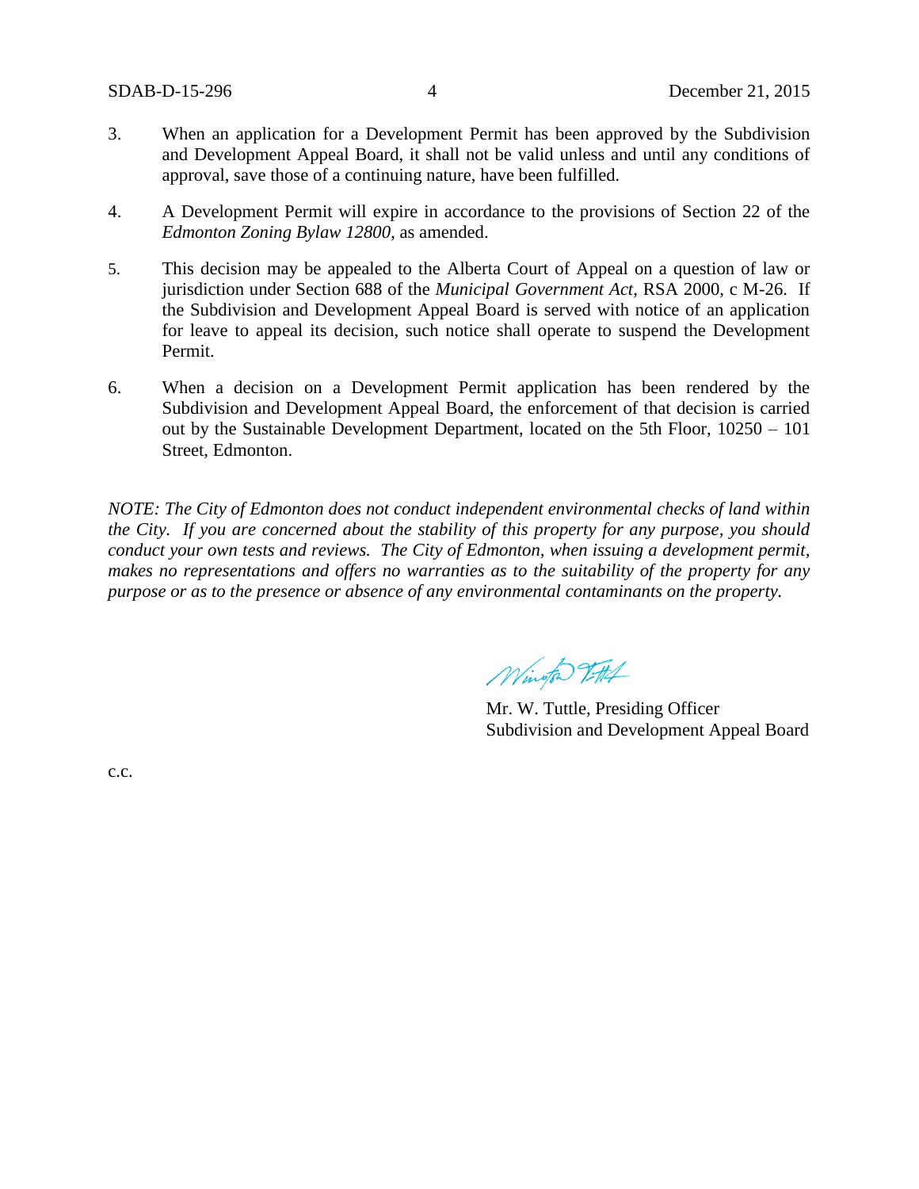3. When an application for a Development Permit has been approved by the Subdivision and Development Appeal Board, it shall not be valid unless and until any conditions of approval, save those of a continuing nature, have been fulfilled.

4. A Development Permit will expire in accordance to the provisions of Section 22 of the *Edmonton Zoning Bylaw 12800*, as amended.

5. This decision may be appealed to the Alberta Court of Appeal on a question of law or jurisdiction under Section 688 of the *Municipal Government Act*, RSA 2000, c M-26. If the Subdivision and Development Appeal Board is served with notice of an application for leave to appeal its decision, such notice shall operate to suspend the Development Permit.

6. When a decision on a Development Permit application has been rendered by the Subdivision and Development Appeal Board, the enforcement of that decision is carried out by the Sustainable Development Department, located on the 5th Floor, 10250 – 101 Street, Edmonton.

*NOTE: The City of Edmonton does not conduct independent environmental checks of land within the City. If you are concerned about the stability of this property for any purpose, you should conduct your own tests and reviews. The City of Edmonton, when issuing a development permit, makes no representations and offers no warranties as to the suitability of the property for any purpose or as to the presence or absence of any environmental contaminants on the property.*

Mr. W. Tuttle, Presiding Officer
Subdivision and Development Appeal Board

c.c.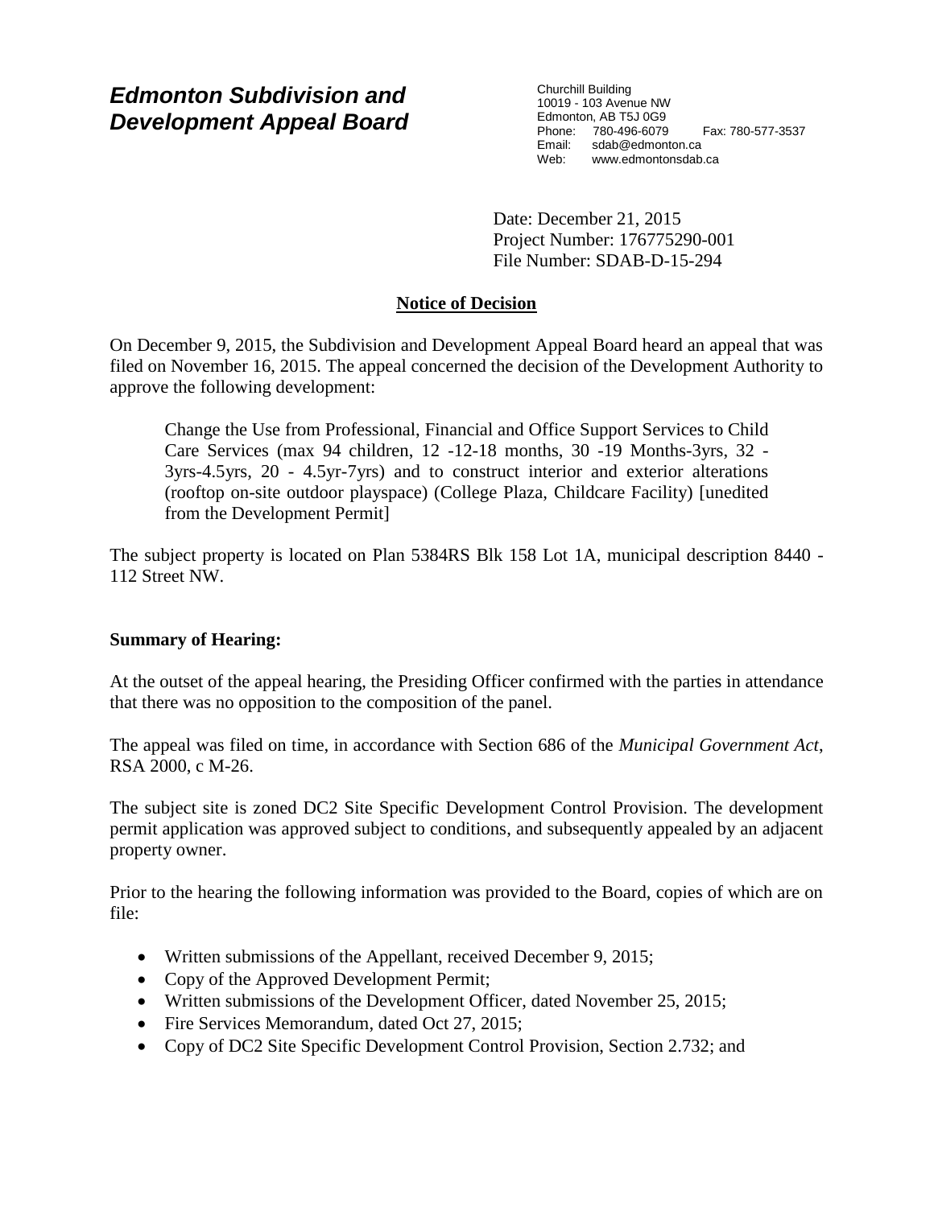# *Edmonton Subdivision and Development Appeal Board*

Churchill Building
10019 - 103 Avenue NW
Edmonton, AB T5J 0G9
Phone: 780-496-6079 Fax: 780-577-3537
Email: sdab@edmonton.ca
Web: www.edmontonsdab.ca

Date: December 21, 2015
Project Number: 176775290-001
File Number: SDAB-D-15-294

## Notice of Decision

On December 9, 2015, the Subdivision and Development Appeal Board heard an appeal that was filed on November 16, 2015. The appeal concerned the decision of the Development Authority to approve the following development:

> Change the Use from Professional, Financial and Office Support Services to Child Care Services (max 94 children, 12 -12-18 months, 30 -19 Months-3yrs, 32 - 3yrs-4.5yrs, 20 - 4.5yr-7yrs) and to construct interior and exterior alterations (rooftop on-site outdoor playspace) (College Plaza, Childcare Facility) [unedited from the Development Permit]

The subject property is located on Plan 5384RS Blk 158 Lot 1A, municipal description 8440 - 112 Street NW.

**Summary of Hearing:**

At the outset of the appeal hearing, the Presiding Officer confirmed with the parties in attendance that there was no opposition to the composition of the panel.

The appeal was filed on time, in accordance with Section 686 of the *Municipal Government Act*, RSA 2000, c M-26.

The subject site is zoned DC2 Site Specific Development Control Provision. The development permit application was approved subject to conditions, and subsequently appealed by an adjacent property owner.

Prior to the hearing the following information was provided to the Board, copies of which are on file:

- Written submissions of the Appellant, received December 9, 2015;
- Copy of the Approved Development Permit;
- Written submissions of the Development Officer, dated November 25, 2015;
- Fire Services Memorandum, dated Oct 27, 2015;
- Copy of DC2 Site Specific Development Control Provision, Section 2.732; and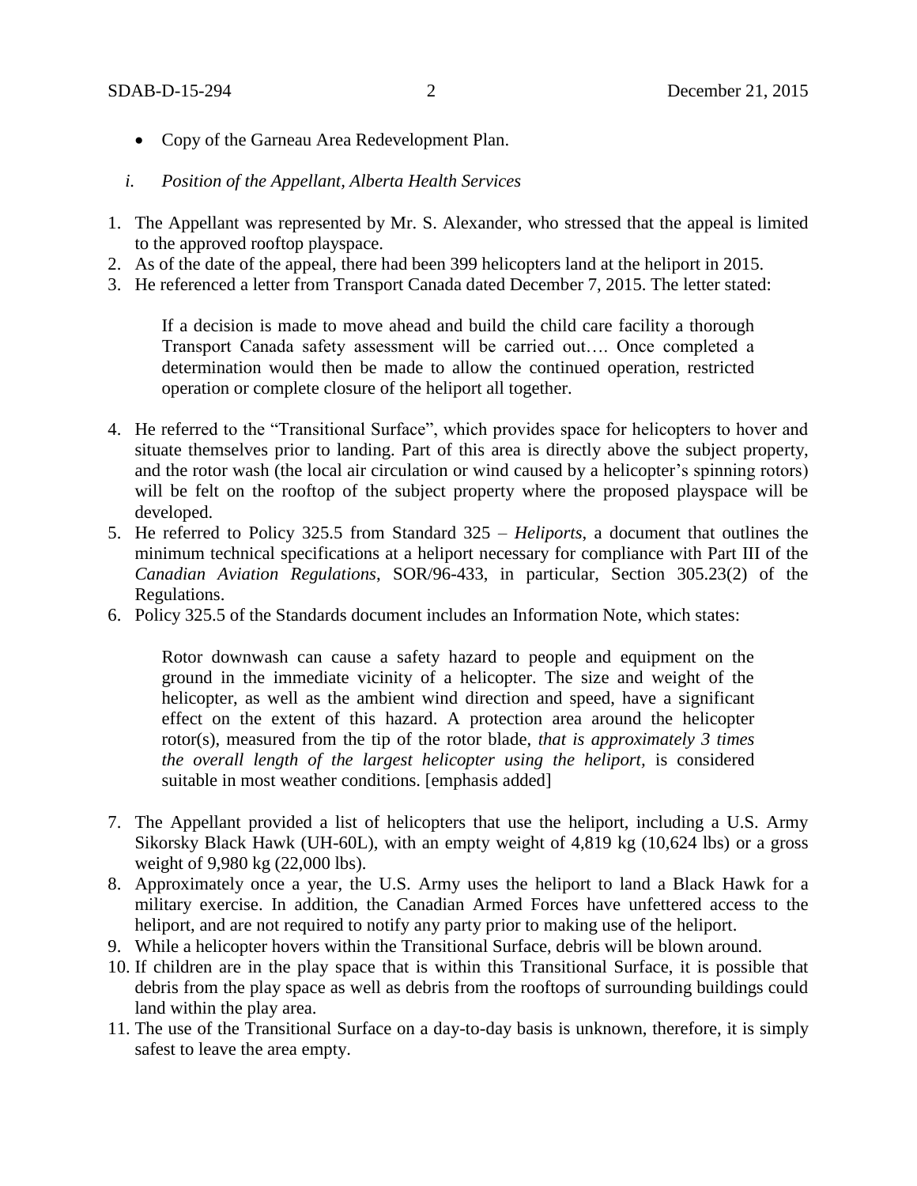- Copy of the Garneau Area Redevelopment Plan.

*i. Position of the Appellant, Alberta Health Services*

1. The Appellant was represented by Mr. S. Alexander, who stressed that the appeal is limited to the approved rooftop playspace.
2. As of the date of the appeal, there had been 399 helicopters land at the heliport in 2015.
3. He referenced a letter from Transport Canada dated December 7, 2015. The letter stated:

   > If a decision is made to move ahead and build the child care facility a thorough Transport Canada safety assessment will be carried out…. Once completed a determination would then be made to allow the continued operation, restricted operation or complete closure of the heliport all together.

4. He referred to the "Transitional Surface", which provides space for helicopters to hover and situate themselves prior to landing. Part of this area is directly above the subject property, and the rotor wash (the local air circulation or wind caused by a helicopter's spinning rotors) will be felt on the rooftop of the subject property where the proposed playspace will be developed.
5. He referred to Policy 325.5 from Standard 325 – *Heliports*, a document that outlines the minimum technical specifications at a heliport necessary for compliance with Part III of the *Canadian Aviation Regulations*, SOR/96-433, in particular, Section 305.23(2) of the Regulations.
6. Policy 325.5 of the Standards document includes an Information Note, which states:

   > Rotor downwash can cause a safety hazard to people and equipment on the ground in the immediate vicinity of a helicopter. The size and weight of the helicopter, as well as the ambient wind direction and speed, have a significant effect on the extent of this hazard. A protection area around the helicopter rotor(s), measured from the tip of the rotor blade, *that is approximately 3 times the overall length of the largest helicopter using the heliport*, is considered suitable in most weather conditions. [emphasis added]

7. The Appellant provided a list of helicopters that use the heliport, including a U.S. Army Sikorsky Black Hawk (UH-60L), with an empty weight of 4,819 kg (10,624 lbs) or a gross weight of 9,980 kg (22,000 lbs).
8. Approximately once a year, the U.S. Army uses the heliport to land a Black Hawk for a military exercise. In addition, the Canadian Armed Forces have unfettered access to the heliport, and are not required to notify any party prior to making use of the heliport.
9. While a helicopter hovers within the Transitional Surface, debris will be blown around.
10. If children are in the play space that is within this Transitional Surface, it is possible that debris from the play space as well as debris from the rooftops of surrounding buildings could land within the play area.
11. The use of the Transitional Surface on a day-to-day basis is unknown, therefore, it is simply safest to leave the area empty.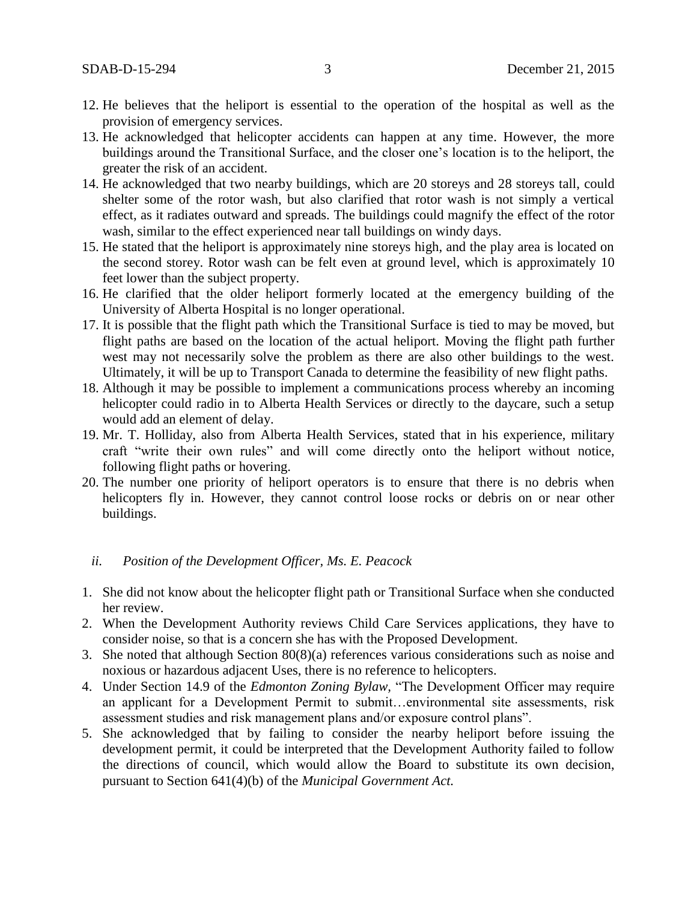12. He believes that the heliport is essential to the operation of the hospital as well as the provision of emergency services.
13. He acknowledged that helicopter accidents can happen at any time. However, the more buildings around the Transitional Surface, and the closer one's location is to the heliport, the greater the risk of an accident.
14. He acknowledged that two nearby buildings, which are 20 storeys and 28 storeys tall, could shelter some of the rotor wash, but also clarified that rotor wash is not simply a vertical effect, as it radiates outward and spreads. The buildings could magnify the effect of the rotor wash, similar to the effect experienced near tall buildings on windy days.
15. He stated that the heliport is approximately nine storeys high, and the play area is located on the second storey. Rotor wash can be felt even at ground level, which is approximately 10 feet lower than the subject property.
16. He clarified that the older heliport formerly located at the emergency building of the University of Alberta Hospital is no longer operational.
17. It is possible that the flight path which the Transitional Surface is tied to may be moved, but flight paths are based on the location of the actual heliport. Moving the flight path further west may not necessarily solve the problem as there are also other buildings to the west. Ultimately, it will be up to Transport Canada to determine the feasibility of new flight paths.
18. Although it may be possible to implement a communications process whereby an incoming helicopter could radio in to Alberta Health Services or directly to the daycare, such a setup would add an element of delay.
19. Mr. T. Holliday, also from Alberta Health Services, stated that in his experience, military craft "write their own rules" and will come directly onto the heliport without notice, following flight paths or hovering.
20. The number one priority of heliport operators is to ensure that there is no debris when helicopters fly in. However, they cannot control loose rocks or debris on or near other buildings.

*ii. Position of the Development Officer, Ms. E. Peacock*

1. She did not know about the helicopter flight path or Transitional Surface when she conducted her review.
2. When the Development Authority reviews Child Care Services applications, they have to consider noise, so that is a concern she has with the Proposed Development.
3. She noted that although Section 80(8)(a) references various considerations such as noise and noxious or hazardous adjacent Uses, there is no reference to helicopters.
4. Under Section 14.9 of the *Edmonton Zoning Bylaw,* "The Development Officer may require an applicant for a Development Permit to submit…environmental site assessments, risk assessment studies and risk management plans and/or exposure control plans".
5. She acknowledged that by failing to consider the nearby heliport before issuing the development permit, it could be interpreted that the Development Authority failed to follow the directions of council, which would allow the Board to substitute its own decision, pursuant to Section 641(4)(b) of the *Municipal Government Act.*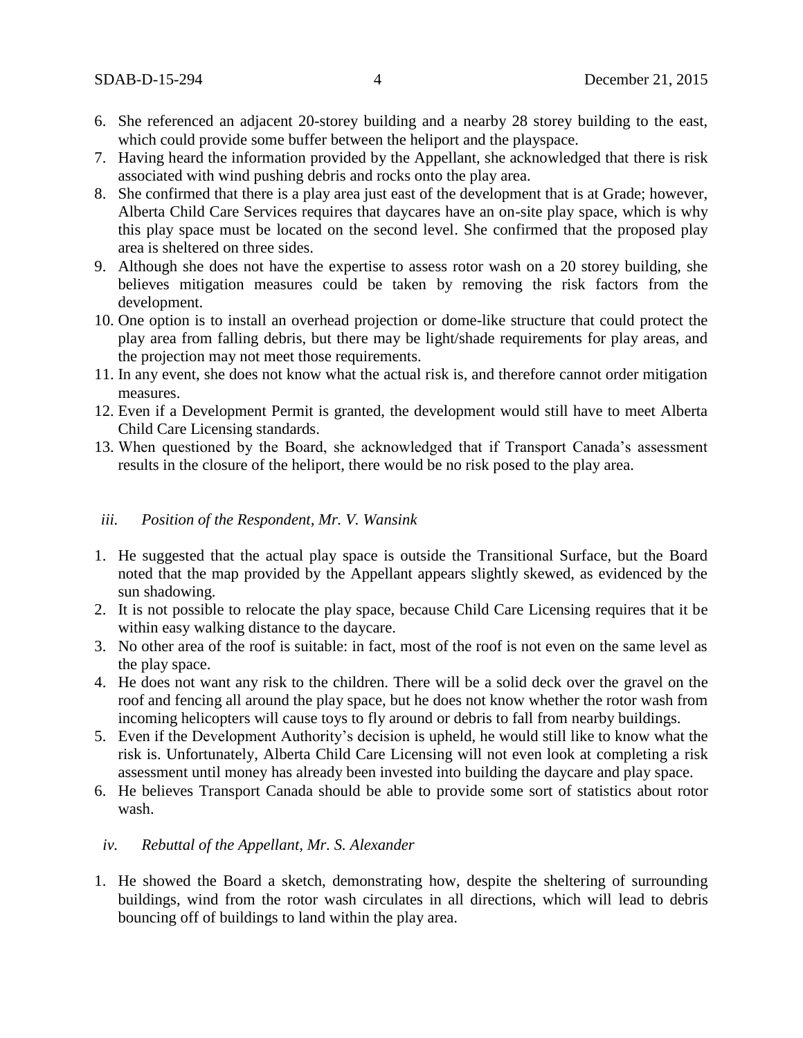6. She referenced an adjacent 20-storey building and a nearby 28 storey building to the east, which could provide some buffer between the heliport and the playspace.
7. Having heard the information provided by the Appellant, she acknowledged that there is risk associated with wind pushing debris and rocks onto the play area.
8. She confirmed that there is a play area just east of the development that is at Grade; however, Alberta Child Care Services requires that daycares have an on-site play space, which is why this play space must be located on the second level. She confirmed that the proposed play area is sheltered on three sides.
9. Although she does not have the expertise to assess rotor wash on a 20 storey building, she believes mitigation measures could be taken by removing the risk factors from the development.
10. One option is to install an overhead projection or dome-like structure that could protect the play area from falling debris, but there may be light/shade requirements for play areas, and the projection may not meet those requirements.
11. In any event, she does not know what the actual risk is, and therefore cannot order mitigation measures.
12. Even if a Development Permit is granted, the development would still have to meet Alberta Child Care Licensing standards.
13. When questioned by the Board, she acknowledged that if Transport Canada's assessment results in the closure of the heliport, there would be no risk posed to the play area.

### *iii. Position of the Respondent, Mr. V. Wansink*

1. He suggested that the actual play space is outside the Transitional Surface, but the Board noted that the map provided by the Appellant appears slightly skewed, as evidenced by the sun shadowing.
2. It is not possible to relocate the play space, because Child Care Licensing requires that it be within easy walking distance to the daycare.
3. No other area of the roof is suitable: in fact, most of the roof is not even on the same level as the play space.
4. He does not want any risk to the children. There will be a solid deck over the gravel on the roof and fencing all around the play space, but he does not know whether the rotor wash from incoming helicopters will cause toys to fly around or debris to fall from nearby buildings.
5. Even if the Development Authority's decision is upheld, he would still like to know what the risk is. Unfortunately, Alberta Child Care Licensing will not even look at completing a risk assessment until money has already been invested into building the daycare and play space.
6. He believes Transport Canada should be able to provide some sort of statistics about rotor wash.

### *iv. Rebuttal of the Appellant, Mr. S. Alexander*

1. He showed the Board a sketch, demonstrating how, despite the sheltering of surrounding buildings, wind from the rotor wash circulates in all directions, which will lead to debris bouncing off of buildings to land within the play area.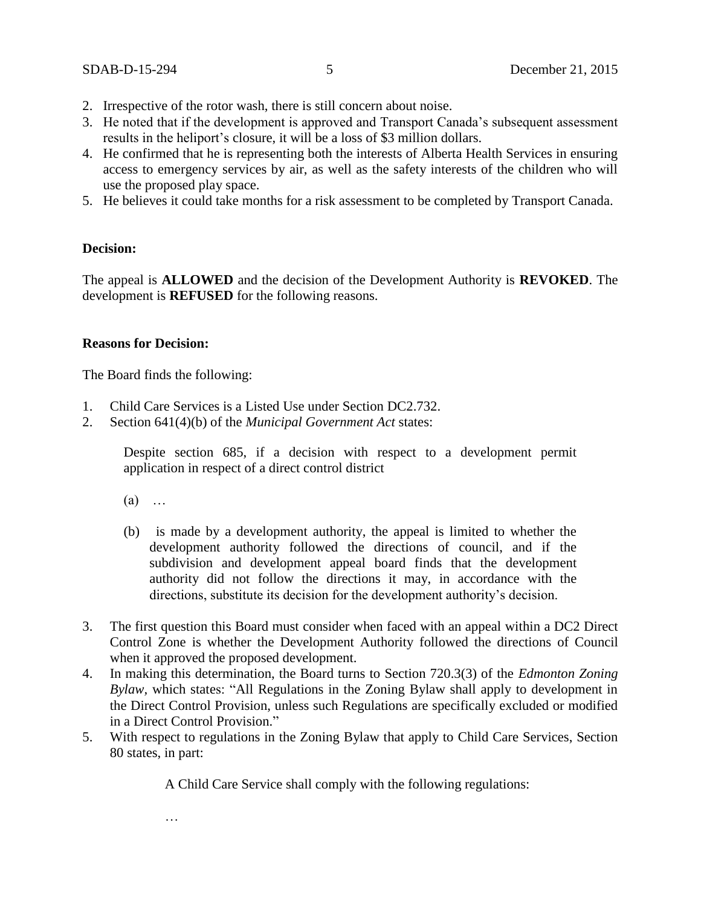2. Irrespective of the rotor wash, there is still concern about noise.
3. He noted that if the development is approved and Transport Canada's subsequent assessment results in the heliport's closure, it will be a loss of $3 million dollars.
4. He confirmed that he is representing both the interests of Alberta Health Services in ensuring access to emergency services by air, as well as the safety interests of the children who will use the proposed play space.
5. He believes it could take months for a risk assessment to be completed by Transport Canada.

**Decision:**

The appeal is **ALLOWED** and the decision of the Development Authority is **REVOKED**. The development is **REFUSED** for the following reasons.

**Reasons for Decision:**

The Board finds the following:

1. Child Care Services is a Listed Use under Section DC2.732.
2. Section 641(4)(b) of the *Municipal Government Act* states:

   > Despite section 685, if a decision with respect to a development permit application in respect of a direct control district
   >
   > (a) …
   >
   > (b) is made by a development authority, the appeal is limited to whether the development authority followed the directions of council, and if the subdivision and development appeal board finds that the development authority did not follow the directions it may, in accordance with the directions, substitute its decision for the development authority's decision.

3. The first question this Board must consider when faced with an appeal within a DC2 Direct Control Zone is whether the Development Authority followed the directions of Council when it approved the proposed development.
4. In making this determination, the Board turns to Section 720.3(3) of the *Edmonton Zoning Bylaw*, which states: "All Regulations in the Zoning Bylaw shall apply to development in the Direct Control Provision, unless such Regulations are specifically excluded or modified in a Direct Control Provision."
5. With respect to regulations in the Zoning Bylaw that apply to Child Care Services, Section 80 states, in part:

   > A Child Care Service shall comply with the following regulations:
   >
   > …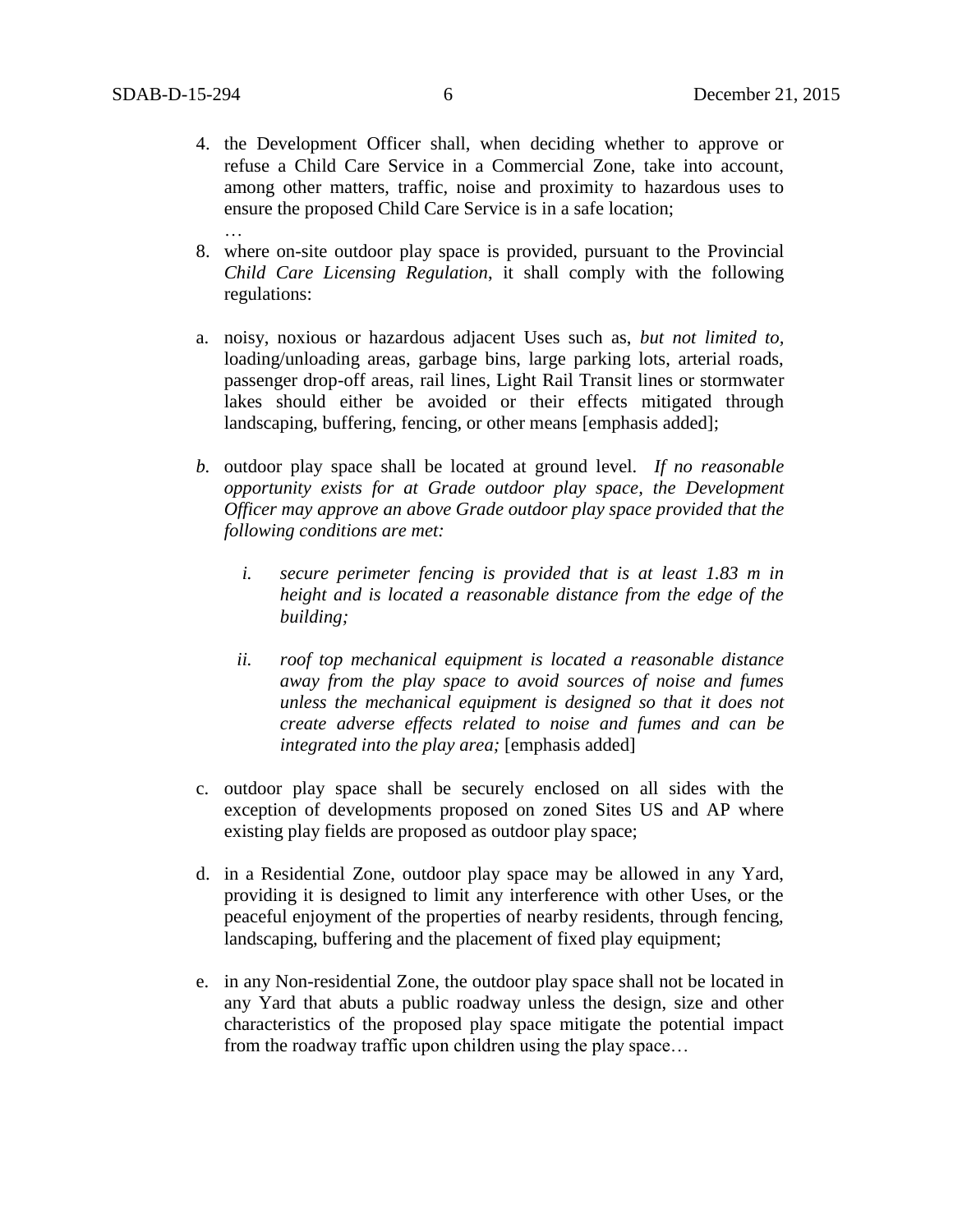4. the Development Officer shall, when deciding whether to approve or refuse a Child Care Service in a Commercial Zone, take into account, among other matters, traffic, noise and proximity to hazardous uses to ensure the proposed Child Care Service is in a safe location;

…

8. where on-site outdoor play space is provided, pursuant to the Provincial *Child Care Licensing Regulation*, it shall comply with the following regulations:

a. noisy, noxious or hazardous adjacent Uses such as, *but not limited to,* loading/unloading areas, garbage bins, large parking lots, arterial roads, passenger drop-off areas, rail lines, Light Rail Transit lines or stormwater lakes should either be avoided or their effects mitigated through landscaping, buffering, fencing, or other means [emphasis added];

*b.* outdoor play space shall be located at ground level. *If no reasonable opportunity exists for at Grade outdoor play space, the Development Officer may approve an above Grade outdoor play space provided that the following conditions are met:*

   *i. secure perimeter fencing is provided that is at least 1.83 m in height and is located a reasonable distance from the edge of the building;*

   *ii. roof top mechanical equipment is located a reasonable distance away from the play space to avoid sources of noise and fumes unless the mechanical equipment is designed so that it does not create adverse effects related to noise and fumes and can be integrated into the play area;* [emphasis added]

c. outdoor play space shall be securely enclosed on all sides with the exception of developments proposed on zoned Sites US and AP where existing play fields are proposed as outdoor play space;

d. in a Residential Zone, outdoor play space may be allowed in any Yard, providing it is designed to limit any interference with other Uses, or the peaceful enjoyment of the properties of nearby residents, through fencing, landscaping, buffering and the placement of fixed play equipment;

e. in any Non-residential Zone, the outdoor play space shall not be located in any Yard that abuts a public roadway unless the design, size and other characteristics of the proposed play space mitigate the potential impact from the roadway traffic upon children using the play space…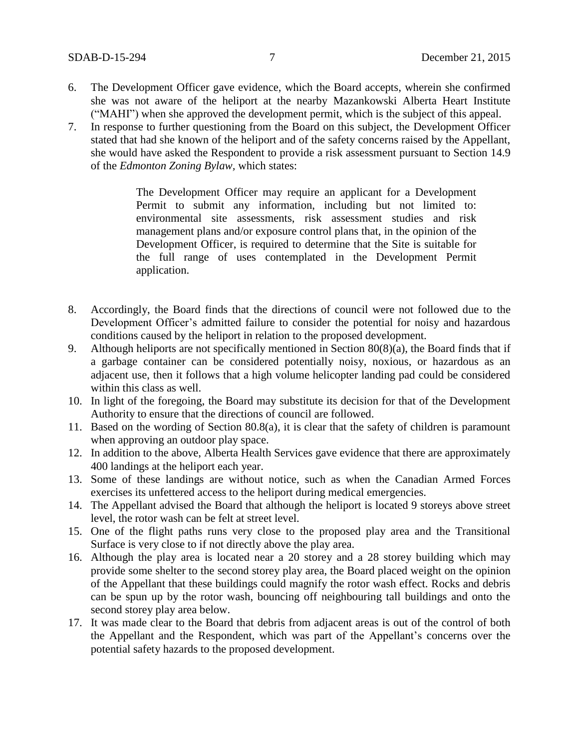6. The Development Officer gave evidence, which the Board accepts, wherein she confirmed she was not aware of the heliport at the nearby Mazankowski Alberta Heart Institute ("MAHI") when she approved the development permit, which is the subject of this appeal.
7. In response to further questioning from the Board on this subject, the Development Officer stated that had she known of the heliport and of the safety concerns raised by the Appellant, she would have asked the Respondent to provide a risk assessment pursuant to Section 14.9 of the *Edmonton Zoning Bylaw*, which states:

    > The Development Officer may require an applicant for a Development Permit to submit any information, including but not limited to: environmental site assessments, risk assessment studies and risk management plans and/or exposure control plans that, in the opinion of the Development Officer, is required to determine that the Site is suitable for the full range of uses contemplated in the Development Permit application.

8. Accordingly, the Board finds that the directions of council were not followed due to the Development Officer's admitted failure to consider the potential for noisy and hazardous conditions caused by the heliport in relation to the proposed development.
9. Although heliports are not specifically mentioned in Section 80(8)(a), the Board finds that if a garbage container can be considered potentially noisy, noxious, or hazardous as an adjacent use, then it follows that a high volume helicopter landing pad could be considered within this class as well.
10. In light of the foregoing, the Board may substitute its decision for that of the Development Authority to ensure that the directions of council are followed.
11. Based on the wording of Section 80.8(a), it is clear that the safety of children is paramount when approving an outdoor play space.
12. In addition to the above, Alberta Health Services gave evidence that there are approximately 400 landings at the heliport each year.
13. Some of these landings are without notice, such as when the Canadian Armed Forces exercises its unfettered access to the heliport during medical emergencies.
14. The Appellant advised the Board that although the heliport is located 9 storeys above street level, the rotor wash can be felt at street level.
15. One of the flight paths runs very close to the proposed play area and the Transitional Surface is very close to if not directly above the play area.
16. Although the play area is located near a 20 storey and a 28 storey building which may provide some shelter to the second storey play area, the Board placed weight on the opinion of the Appellant that these buildings could magnify the rotor wash effect. Rocks and debris can be spun up by the rotor wash, bouncing off neighbouring tall buildings and onto the second storey play area below.
17. It was made clear to the Board that debris from adjacent areas is out of the control of both the Appellant and the Respondent, which was part of the Appellant's concerns over the potential safety hazards to the proposed development.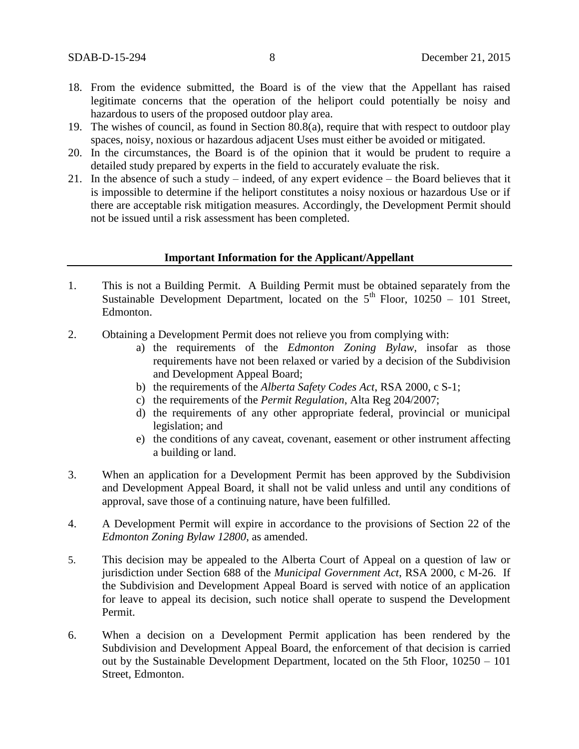18. From the evidence submitted, the Board is of the view that the Appellant has raised legitimate concerns that the operation of the heliport could potentially be noisy and hazardous to users of the proposed outdoor play area.
19. The wishes of council, as found in Section 80.8(a), require that with respect to outdoor play spaces, noisy, noxious or hazardous adjacent Uses must either be avoided or mitigated.
20. In the circumstances, the Board is of the opinion that it would be prudent to require a detailed study prepared by experts in the field to accurately evaluate the risk.
21. In the absence of such a study – indeed, of any expert evidence – the Board believes that it is impossible to determine if the heliport constitutes a noisy noxious or hazardous Use or if there are acceptable risk mitigation measures. Accordingly, the Development Permit should not be issued until a risk assessment has been completed.

**Important Information for the Applicant/Appellant**

1. This is not a Building Permit. A Building Permit must be obtained separately from the Sustainable Development Department, located on the 5th Floor, 10250 – 101 Street, Edmonton.

2. Obtaining a Development Permit does not relieve you from complying with:
   a) the requirements of the *Edmonton Zoning Bylaw*, insofar as those requirements have not been relaxed or varied by a decision of the Subdivision and Development Appeal Board;
   b) the requirements of the *Alberta Safety Codes Act*, RSA 2000, c S-1;
   c) the requirements of the *Permit Regulation*, Alta Reg 204/2007;
   d) the requirements of any other appropriate federal, provincial or municipal legislation; and
   e) the conditions of any caveat, covenant, easement or other instrument affecting a building or land.

3. When an application for a Development Permit has been approved by the Subdivision and Development Appeal Board, it shall not be valid unless and until any conditions of approval, save those of a continuing nature, have been fulfilled.

4. A Development Permit will expire in accordance to the provisions of Section 22 of the *Edmonton Zoning Bylaw 12800*, as amended.

5. This decision may be appealed to the Alberta Court of Appeal on a question of law or jurisdiction under Section 688 of the *Municipal Government Act*, RSA 2000, c M-26. If the Subdivision and Development Appeal Board is served with notice of an application for leave to appeal its decision, such notice shall operate to suspend the Development Permit.

6. When a decision on a Development Permit application has been rendered by the Subdivision and Development Appeal Board, the enforcement of that decision is carried out by the Sustainable Development Department, located on the 5th Floor, 10250 – 101 Street, Edmonton.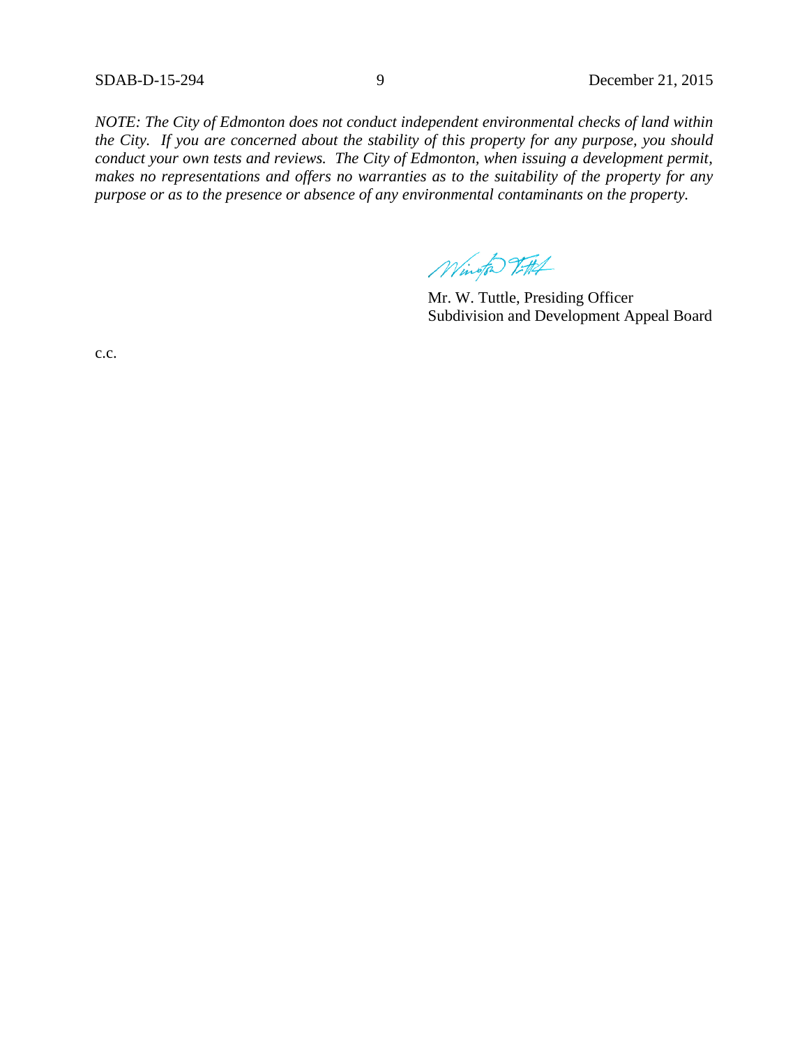*NOTE: The City of Edmonton does not conduct independent environmental checks of land within the City. If you are concerned about the stability of this property for any purpose, you should conduct your own tests and reviews. The City of Edmonton, when issuing a development permit, makes no representations and offers no warranties as to the suitability of the property for any purpose or as to the presence or absence of any environmental contaminants on the property.*

Mr. W. Tuttle, Presiding Officer
Subdivision and Development Appeal Board

c.c.